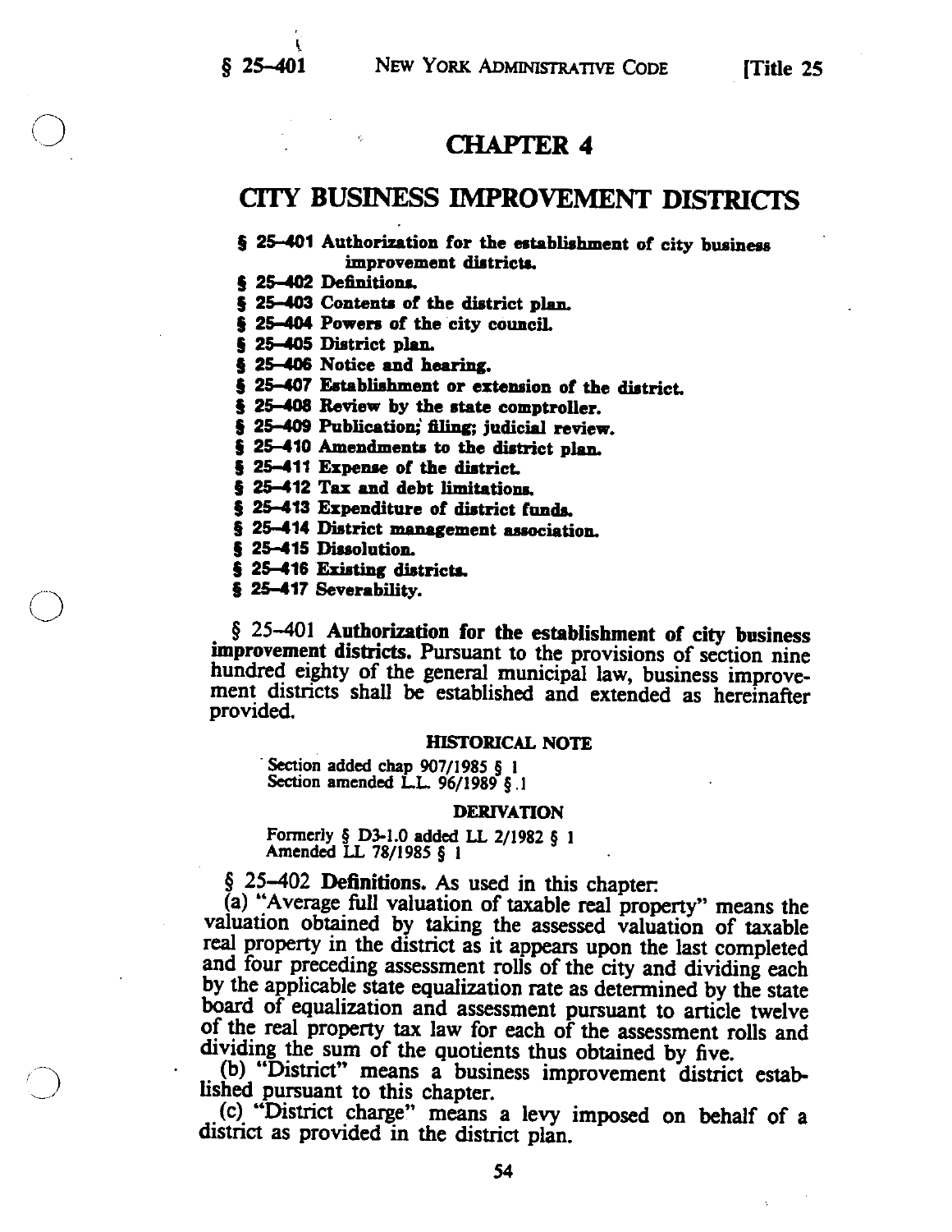# CHAPTER 4

## CITY BUSINESS IMPROVEMENT DISTRICTS

**§ 25-401 Authorization for the establishment of city business improvement districts.**
**§ 25-402 Definitions.**
**§ 25-403 Contents of the district plan.**
**§ 25-404 Powers of the city council.**
**§ 25-405 District plan.**
**§ 25-406 Notice and hearing.**
**§ 25-407 Establishment or extension of the district.**
**§ 25-408 Review by the state comptroller.**
**§ 25-409 Publication; filing; judicial review.**
**§ 25-410 Amendments to the district plan.**
**§ 25-411 Expense of the district.**
**§ 25-412 Tax and debt limitations.**
**§ 25-413 Expenditure of district funds.**
**§ 25-414 District management association.**
**§ 25-415 Dissolution.**
**§ 25-416 Existing districts.**
**§ 25-417 Severability.**

§ 25-401 **Authorization for the establishment of city business improvement districts.** Pursuant to the provisions of section nine hundred eighty of the general municipal law, business improvement districts shall be established and extended as hereinafter provided.

**HISTORICAL NOTE**

Section added chap 907/1985 § 1
Section amended L.L. 96/1989 § 1

**DERIVATION**

Formerly § D3-1.0 added LL 2/1982 § 1
Amended LL 78/1985 § 1

§ 25-402 **Definitions.** As used in this chapter:

(a) "Average full valuation of taxable real property" means the valuation obtained by taking the assessed valuation of taxable real property in the district as it appears upon the last completed and four preceding assessment rolls of the city and dividing each by the applicable state equalization rate as determined by the state board of equalization and assessment pursuant to article twelve of the real property tax law for each of the assessment rolls and dividing the sum of the quotients thus obtained by five.

(b) "District" means a business improvement district established pursuant to this chapter.

(c) "District charge" means a levy imposed on behalf of a district as provided in the district plan.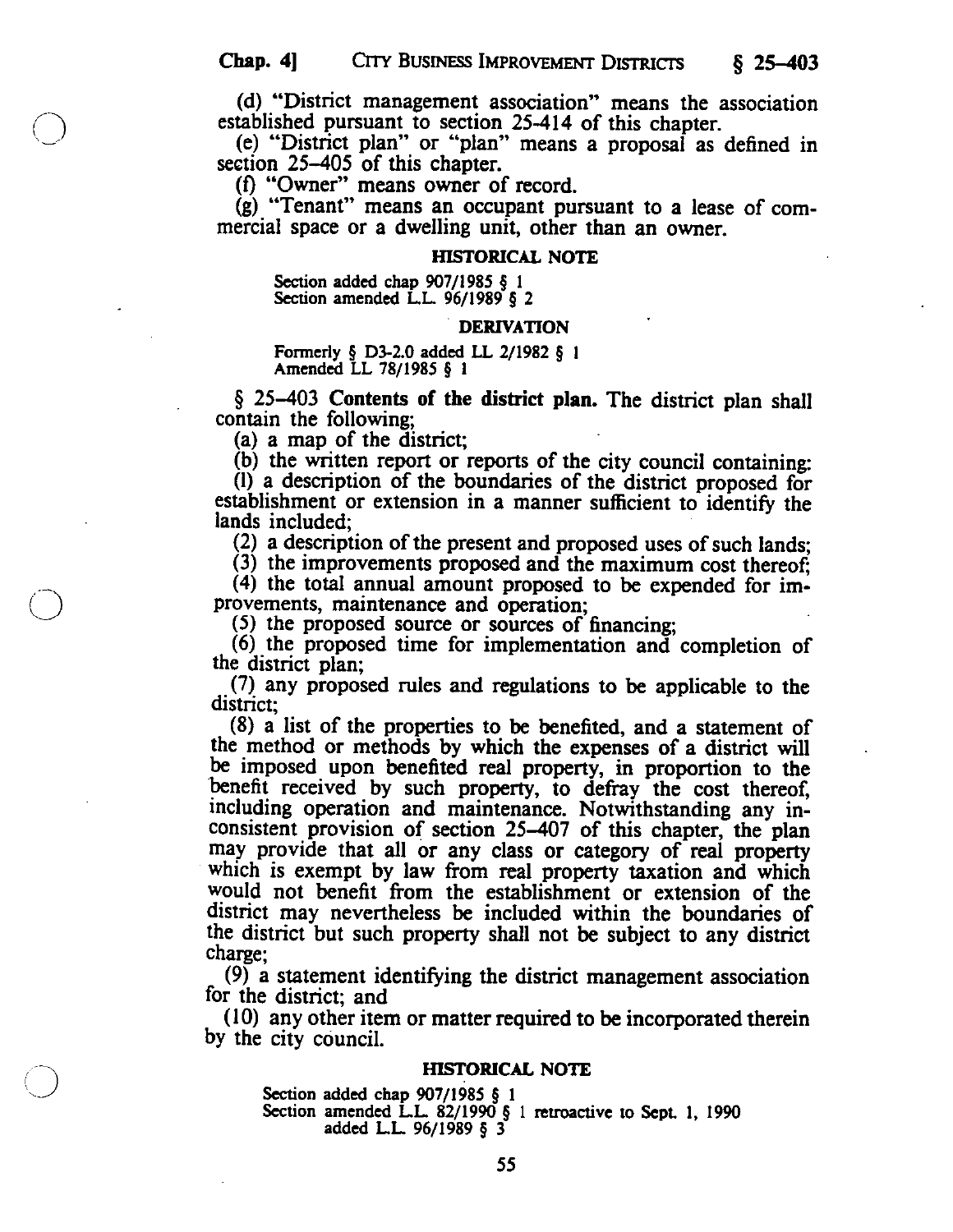(d) "District management association" means the association established pursuant to section 25-414 of this chapter.

(e) "District plan" or "plan" means a proposal as defined in section 25-405 of this chapter.

(f) "Owner" means owner of record.

(g) "Tenant" means an occupant pursuant to a lease of commercial space or a dwelling unit, other than an owner.

#### HISTORICAL NOTE

Section added chap 907/1985 § 1
Section amended L.L. 96/1989 § 2

#### DERIVATION

Formerly § D3-2.0 added LL 2/1982 § 1
Amended LL 78/1985 § 1

§ 25-403 **Contents of the district plan.** The district plan shall contain the following;

(a) a map of the district;

(b) the written report or reports of the city council containing:

(l) a description of the boundaries of the district proposed for establishment or extension in a manner sufficient to identify the lands included;

(2) a description of the present and proposed uses of such lands;

(3) the improvements proposed and the maximum cost thereof;

(4) the total annual amount proposed to be expended for improvements, maintenance and operation;

(5) the proposed source or sources of financing;

(6) the proposed time for implementation and completion of the district plan;

(7) any proposed rules and regulations to be applicable to the district;

(8) a list of the properties to be benefited, and a statement of the method or methods by which the expenses of a district will be imposed upon benefited real property, in proportion to the benefit received by such property, to defray the cost thereof, including operation and maintenance. Notwithstanding any inconsistent provision of section 25-407 of this chapter, the plan may provide that all or any class or category of real property which is exempt by law from real property taxation and which would not benefit from the establishment or extension of the district may nevertheless be included within the boundaries of the district but such property shall not be subject to any district charge;

(9) a statement identifying the district management association for the district; and

(10) any other item or matter required to be incorporated therein by the city council.

#### HISTORICAL NOTE

Section added chap 907/1985 § 1
Section amended L.L. 82/1990 § 1 retroactive to Sept. 1, 1990
added L.L. 96/1989 § 3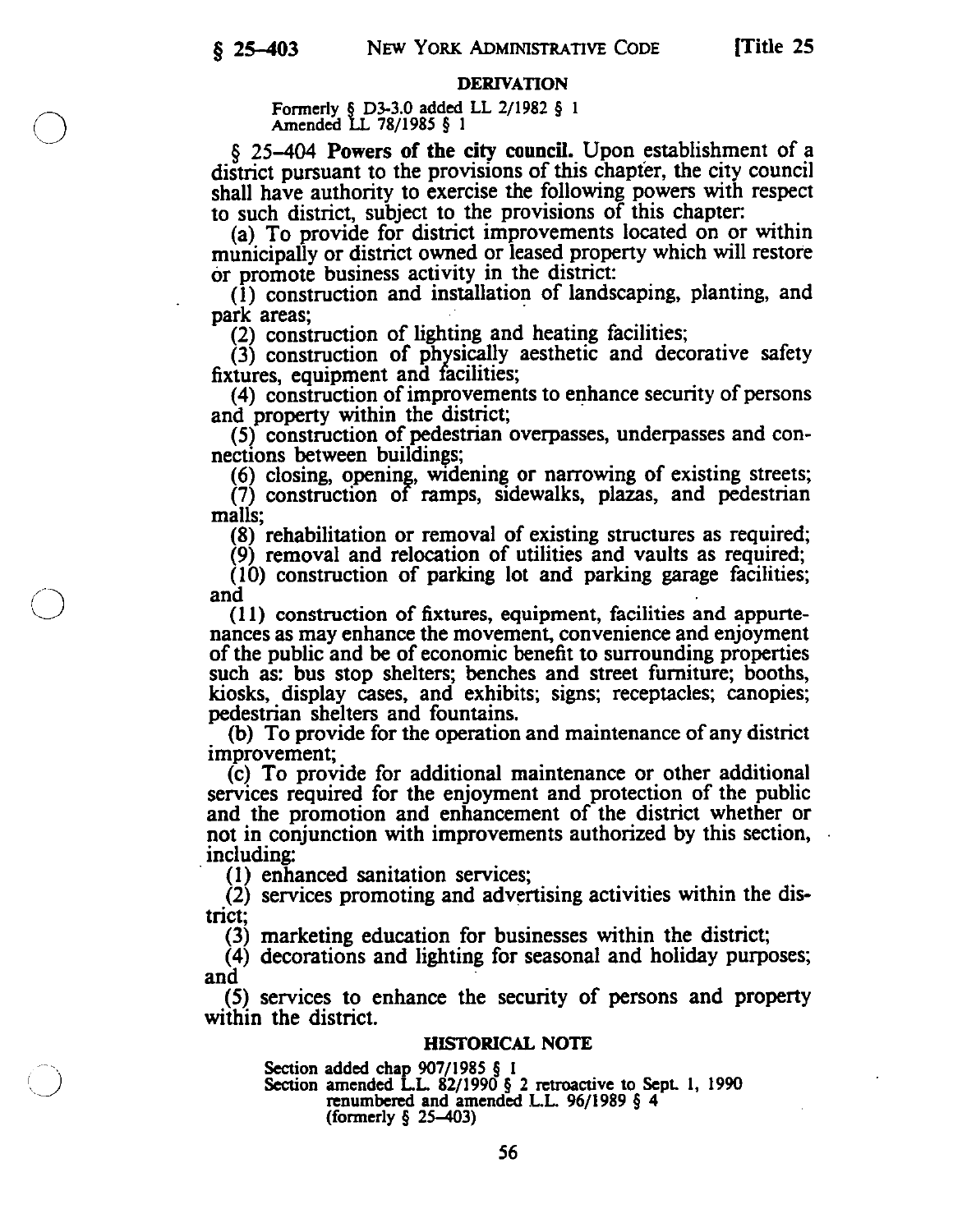### DERIVATION

Formerly § D3-3.0 added LL 2/1982 § 1
Amended LL 78/1985 § 1

§ 25–404 **Powers of the city council.** Upon establishment of a district pursuant to the provisions of this chapter, the city council shall have authority to exercise the following powers with respect to such district, subject to the provisions of this chapter:

(a) To provide for district improvements located on or within municipally or district owned or leased property which will restore or promote business activity in the district:

(1) construction and installation of landscaping, planting, and park areas;

(2) construction of lighting and heating facilities;

(3) construction of physically aesthetic and decorative safety fixtures, equipment and facilities;

(4) construction of improvements to enhance security of persons and property within the district;

(5) construction of pedestrian overpasses, underpasses and connections between buildings;

(6) closing, opening, widening or narrowing of existing streets;

(7) construction of ramps, sidewalks, plazas, and pedestrian malls;

(8) rehabilitation or removal of existing structures as required;

(9) removal and relocation of utilities and vaults as required;

(10) construction of parking lot and parking garage facilities; and

(11) construction of fixtures, equipment, facilities and appurtenances as may enhance the movement, convenience and enjoyment of the public and be of economic benefit to surrounding properties such as: bus stop shelters; benches and street furniture; booths, kiosks, display cases, and exhibits; signs; receptacles; canopies; pedestrian shelters and fountains.

(b) To provide for the operation and maintenance of any district improvement;

(c) To provide for additional maintenance or other additional services required for the enjoyment and protection of the public and the promotion and enhancement of the district whether or not in conjunction with improvements authorized by this section, including:

(1) enhanced sanitation services;

(2) services promoting and advertising activities within the district;

(3) marketing education for businesses within the district;

(4) decorations and lighting for seasonal and holiday purposes; and

(5) services to enhance the security of persons and property within the district.

### HISTORICAL NOTE

Section added chap 907/1985 § 1
Section amended L.L. 82/1990 § 2 retroactive to Sept. 1, 1990
renumbered and amended L.L. 96/1989 § 4
(formerly § 25–403)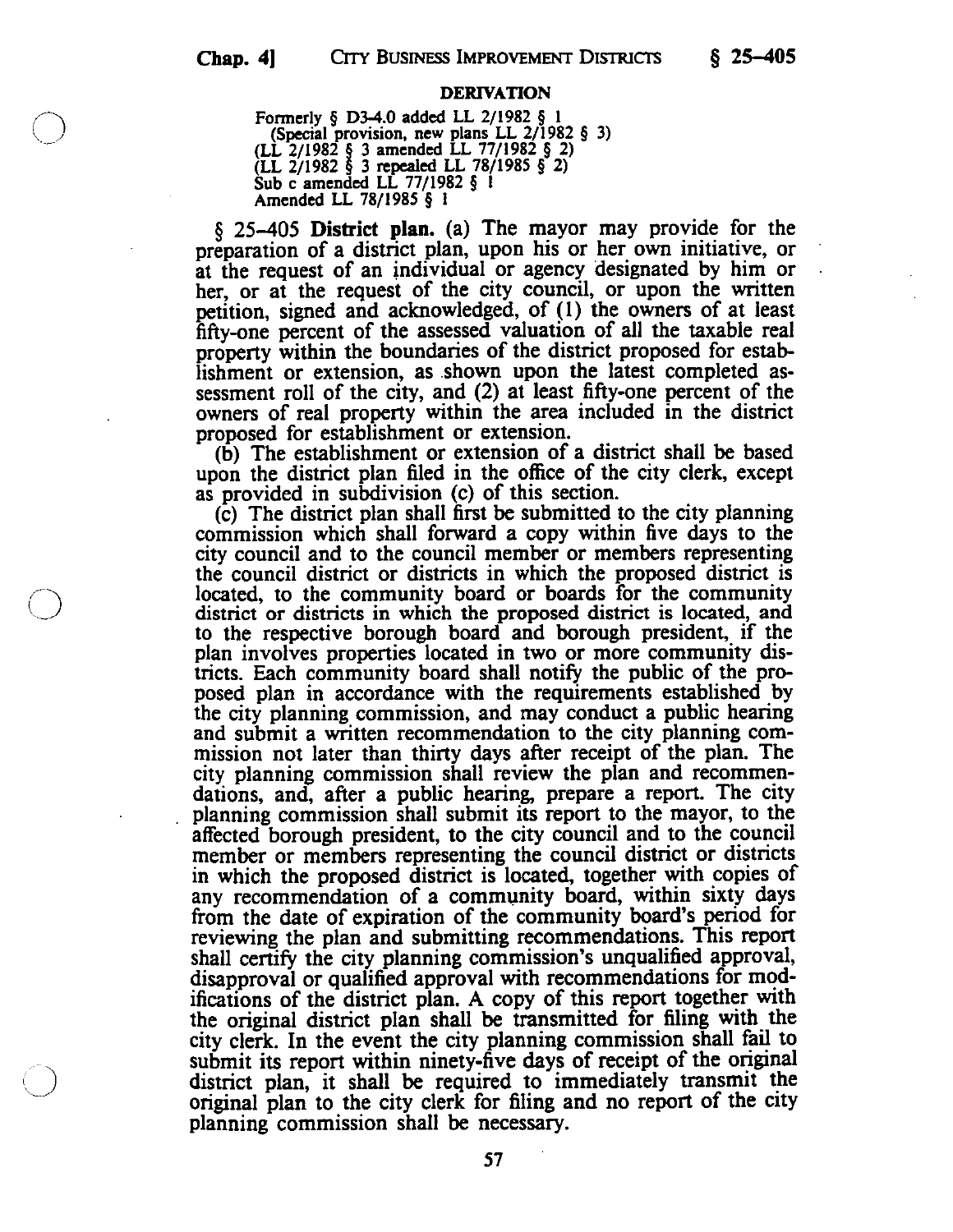### DERIVATION

Formerly § D3-4.0 added LL 2/1982 § 1
(Special provision, new plans LL 2/1982 § 3)
(LL 2/1982 § 3 amended LL 77/1982 § 2)
(LL 2/1982 § 3 repealed LL 78/1985 § 2)
Sub c amended LL 77/1982 § 1
Amended LL 78/1985 § 1

§ 25–405 **District plan.** (a) The mayor may provide for the preparation of a district plan, upon his or her own initiative, or at the request of an individual or agency designated by him or her, or at the request of the city council, or upon the written petition, signed and acknowledged, of (1) the owners of at least fifty-one percent of the assessed valuation of all the taxable real property within the boundaries of the district proposed for establishment or extension, as shown upon the latest completed assessment roll of the city, and (2) at least fifty-one percent of the owners of real property within the area included in the district proposed for establishment or extension.

(b) The establishment or extension of a district shall be based upon the district plan filed in the office of the city clerk, except as provided in subdivision (c) of this section.

(c) The district plan shall first be submitted to the city planning commission which shall forward a copy within five days to the city council and to the council member or members representing the council district or districts in which the proposed district is located, to the community board or boards for the community district or districts in which the proposed district is located, and to the respective borough board and borough president, if the plan involves properties located in two or more community districts. Each community board shall notify the public of the proposed plan in accordance with the requirements established by the city planning commission, and may conduct a public hearing and submit a written recommendation to the city planning commission not later than thirty days after receipt of the plan. The city planning commission shall review the plan and recommendations, and, after a public hearing, prepare a report. The city planning commission shall submit its report to the mayor, to the affected borough president, to the city council and to the council member or members representing the council district or districts in which the proposed district is located, together with copies of any recommendation of a community board, within sixty days from the date of expiration of the community board's period for reviewing the plan and submitting recommendations. This report shall certify the city planning commission's unqualified approval, disapproval or qualified approval with recommendations for modifications of the district plan. A copy of this report together with the original district plan shall be transmitted for filing with the city clerk. In the event the city planning commission shall fail to submit its report within ninety-five days of receipt of the original district plan, it shall be required to immediately transmit the original plan to the city clerk for filing and no report of the city planning commission shall be necessary.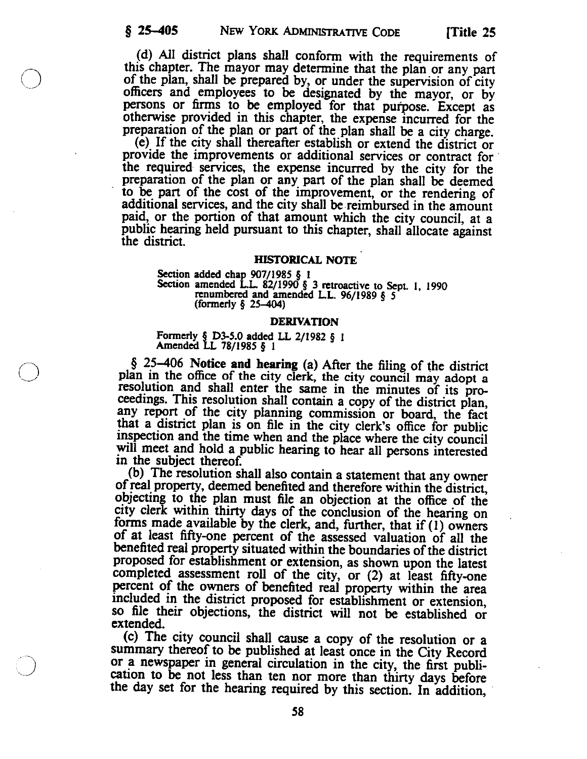(d) All district plans shall conform with the requirements of this chapter. The mayor may determine that the plan or any part of the plan, shall be prepared by, or under the supervision of city officers and employees to be designated by the mayor, or by persons or firms to be employed for that purpose. Except as otherwise provided in this chapter, the expense incurred for the preparation of the plan or part of the plan shall be a city charge.

(e) If the city shall thereafter establish or extend the district or provide the improvements or additional services or contract for the required services, the expense incurred by the city for the preparation of the plan or any part of the plan shall be deemed to be part of the cost of the improvement, or the rendering of additional services, and the city shall be reimbursed in the amount paid, or the portion of that amount which the city council, at a public hearing held pursuant to this chapter, shall allocate against the district.

#### HISTORICAL NOTE

Section added chap 907/1985 § 1
Section amended L.L. 82/1990 § 3 retroactive to Sept. 1, 1990
renumbered and amended L.L. 96/1989 § 5
(formerly § 25-404)

#### DERIVATION

Formerly § D3-5.0 added LL 2/1982 § 1
Amended LL 78/1985 § 1

§ 25-406 **Notice and hearing** (a) After the filing of the district plan in the office of the city clerk, the city council may adopt a resolution and shall enter the same in the minutes of its proceedings. This resolution shall contain a copy of the district plan, any report of the city planning commission or board, the fact that a district plan is on file in the city clerk's office for public inspection and the time when and the place where the city council will meet and hold a public hearing to hear all persons interested in the subject thereof.

(b) The resolution shall also contain a statement that any owner of real property, deemed benefited and therefore within the district, objecting to the plan must file an objection at the office of the city clerk within thirty days of the conclusion of the hearing on forms made available by the clerk, and, further, that if (1) owners of at least fifty-one percent of the assessed valuation of all the benefited real property situated within the boundaries of the district proposed for establishment or extension, as shown upon the latest completed assessment roll of the city, or (2) at least fifty-one percent of the owners of benefited real property within the area included in the district proposed for establishment or extension, so file their objections, the district will not be established or extended.

(c) The city council shall cause a copy of the resolution or a summary thereof to be published at least once in the City Record or a newspaper in general circulation in the city, the first publication to be not less than ten nor more than thirty days before the day set for the hearing required by this section. In addition,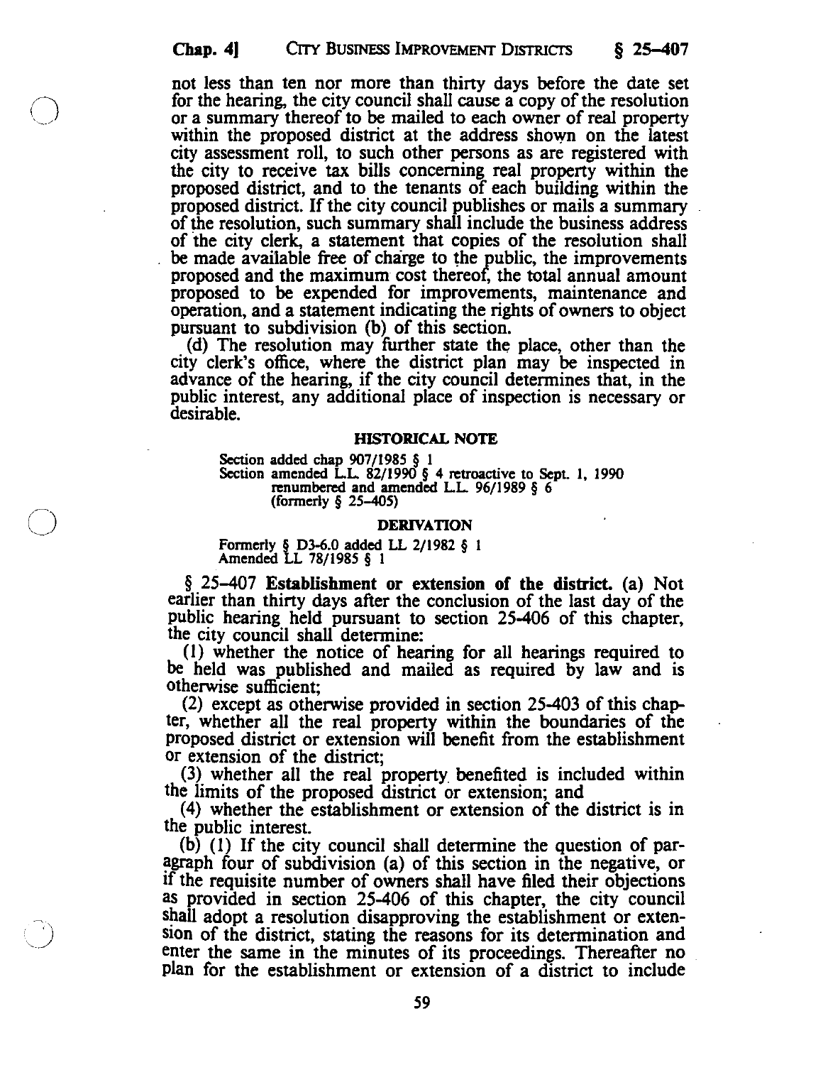not less than ten nor more than thirty days before the date set for the hearing, the city council shall cause a copy of the resolution or a summary thereof to be mailed to each owner of real property within the proposed district at the address shown on the latest city assessment roll, to such other persons as are registered with the city to receive tax bills concerning real property within the proposed district, and to the tenants of each building within the proposed district. If the city council publishes or mails a summary of the resolution, such summary shall include the business address of the city clerk, a statement that copies of the resolution shall be made available free of charge to the public, the improvements proposed and the maximum cost thereof, the total annual amount proposed to be expended for improvements, maintenance and operation, and a statement indicating the rights of owners to object pursuant to subdivision (b) of this section.

(d) The resolution may further state the place, other than the city clerk's office, where the district plan may be inspected in advance of the hearing, if the city council determines that, in the public interest, any additional place of inspection is necessary or desirable.

#### HISTORICAL NOTE

Section added chap 907/1985 § 1
Section amended L.L. 82/1990 § 4 retroactive to Sept. 1, 1990
renumbered and amended L.L. 96/1989 § 6
(formerly § 25-405)

#### DERIVATION

Formerly § D3-6.0 added LL 2/1982 § 1
Amended LL 78/1985 § 1

§ 25-407 **Establishment or extension of the district.** (a) Not earlier than thirty days after the conclusion of the last day of the public hearing held pursuant to section 25-406 of this chapter, the city council shall determine:

(1) whether the notice of hearing for all hearings required to be held was published and mailed as required by law and is otherwise sufficient;

(2) except as otherwise provided in section 25-403 of this chapter, whether all the real property within the boundaries of the proposed district or extension will benefit from the establishment or extension of the district;

(3) whether all the real property benefited is included within the limits of the proposed district or extension; and

(4) whether the establishment or extension of the district is in the public interest.

(b) (1) If the city council shall determine the question of paragraph four of subdivision (a) of this section in the negative, or if the requisite number of owners shall have filed their objections as provided in section 25-406 of this chapter, the city council shall adopt a resolution disapproving the establishment or extension of the district, stating the reasons for its determination and enter the same in the minutes of its proceedings. Thereafter no plan for the establishment or extension of a district to include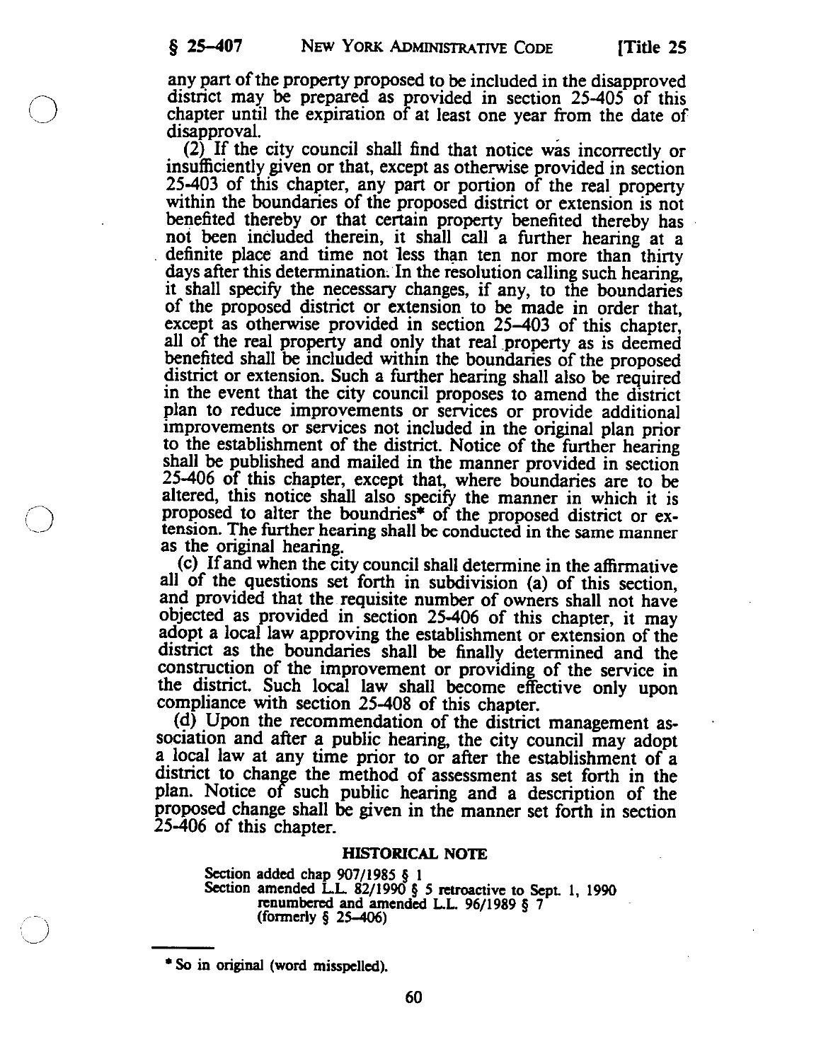any part of the property proposed to be included in the disapproved district may be prepared as provided in section 25-405 of this chapter until the expiration of at least one year from the date of disapproval.

(2) If the city council shall find that notice was incorrectly or insufficiently given or that, except as otherwise provided in section 25-403 of this chapter, any part or portion of the real property within the boundaries of the proposed district or extension is not benefited thereby or that certain property benefited thereby has not been included therein, it shall call a further hearing at a definite place and time not less than ten nor more than thirty days after this determination. In the resolution calling such hearing, it shall specify the necessary changes, if any, to the boundaries of the proposed district or extension to be made in order that, except as otherwise provided in section 25-403 of this chapter, all of the real property and only that real property as is deemed benefited shall be included within the boundaries of the proposed district or extension. Such a further hearing shall also be required in the event that the city council proposes to amend the district plan to reduce improvements or services or provide additional improvements or services not included in the original plan prior to the establishment of the district. Notice of the further hearing shall be published and mailed in the manner provided in section 25-406 of this chapter, except that, where boundaries are to be altered, this notice shall also specify the manner in which it is proposed to alter the boundries* of the proposed district or extension. The further hearing shall be conducted in the same manner as the original hearing.

(c) If and when the city council shall determine in the affirmative all of the questions set forth in subdivision (a) of this section, and provided that the requisite number of owners shall not have objected as provided in section 25-406 of this chapter, it may adopt a local law approving the establishment or extension of the district as the boundaries shall be finally determined and the construction of the improvement or providing of the service in the district. Such local law shall become effective only upon compliance with section 25-408 of this chapter.

(d) Upon the recommendation of the district management association and after a public hearing, the city council may adopt a local law at any time prior to or after the establishment of a district to change the method of assessment as set forth in the plan. Notice of such public hearing and a description of the proposed change shall be given in the manner set forth in section 25-406 of this chapter.

**HISTORICAL NOTE**

Section added chap 907/1985 § 1
Section amended L.L. 82/1990 § 5 retroactive to Sept. 1, 1990
renumbered and amended L.L. 96/1989 § 7
(formerly § 25-406)

---

\* So in original (word misspelled).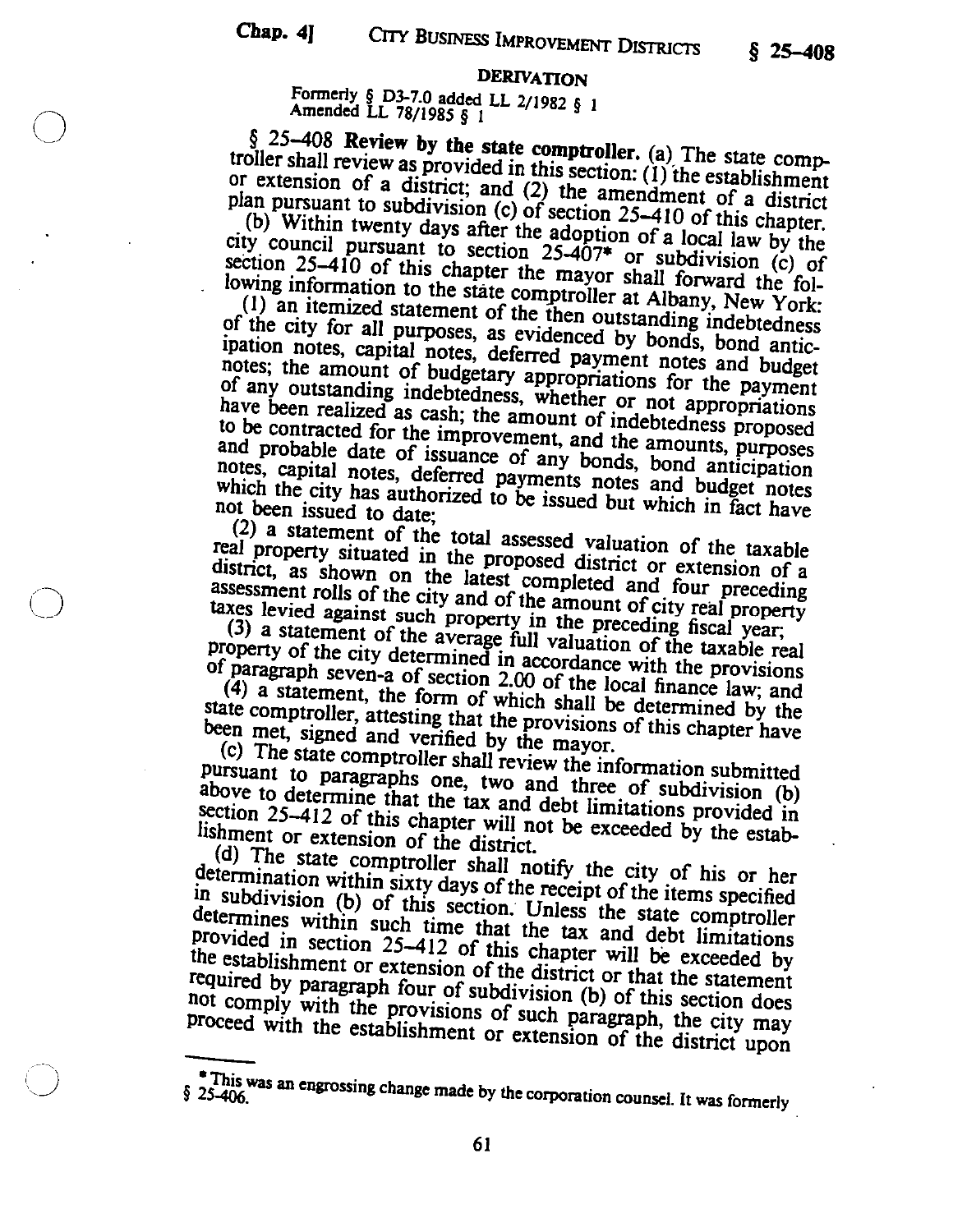**DERIVATION**

Formerly § D3-7.0 added LL 2/1982 § 1
Amended LL 78/1985 § 1

§ 25–408 **Review by the state comptroller.** (a) The state comptroller shall review as provided in this section: (1) the establishment or extension of a district; and (2) the amendment of a district plan pursuant to subdivision (c) of section 25–410 of this chapter.

(b) Within twenty days after the adoption of a local law by the city council pursuant to section 25-407* or subdivision (c) of section 25–410 of this chapter the mayor shall forward the following information to the state comptroller at Albany, New York:

(1) an itemized statement of the then outstanding indebtedness of the city for all purposes, as evidenced by bonds, bond anticipation notes, capital notes, deferred payment notes and budget notes; the amount of budgetary appropriations for the payment of any outstanding indebtedness, whether or not appropriations have been realized as cash; the amount of indebtedness proposed to be contracted for the improvement, and the amounts, purposes and probable date of issuance of any bonds, bond anticipation notes, capital notes, deferred payments notes and budget notes which the city has authorized to be issued but which in fact have not been issued to date;

(2) a statement of the total assessed valuation of the taxable real property situated in the proposed district or extension of a district, as shown on the latest completed and four preceding assessment rolls of the city and of the amount of city real property taxes levied against such property in the preceding fiscal year;

(3) a statement of the average full valuation of the taxable real property of the city determined in accordance with the provisions of paragraph seven-a of section 2.00 of the local finance law; and

(4) a statement, the form of which shall be determined by the state comptroller, attesting that the provisions of this chapter have been met, signed and verified by the mayor.

(c) The state comptroller shall review the information submitted pursuant to paragraphs one, two and three of subdivision (b) above to determine that the tax and debt limitations provided in section 25–412 of this chapter will not be exceeded by the establishment or extension of the district.

(d) The state comptroller shall notify the city of his or her determination within sixty days of the receipt of the items specified in subdivision (b) of this section. Unless the state comptroller determines within such time that the tax and debt limitations provided in section 25–412 of this chapter will be exceeded by the establishment or extension of the district or that the statement required by paragraph four of subdivision (b) of this section does not comply with the provisions of such paragraph, the city may proceed with the establishment or extension of the district upon

---

* This was an engrossing change made by the corporation counsel. It was formerly § 25-406.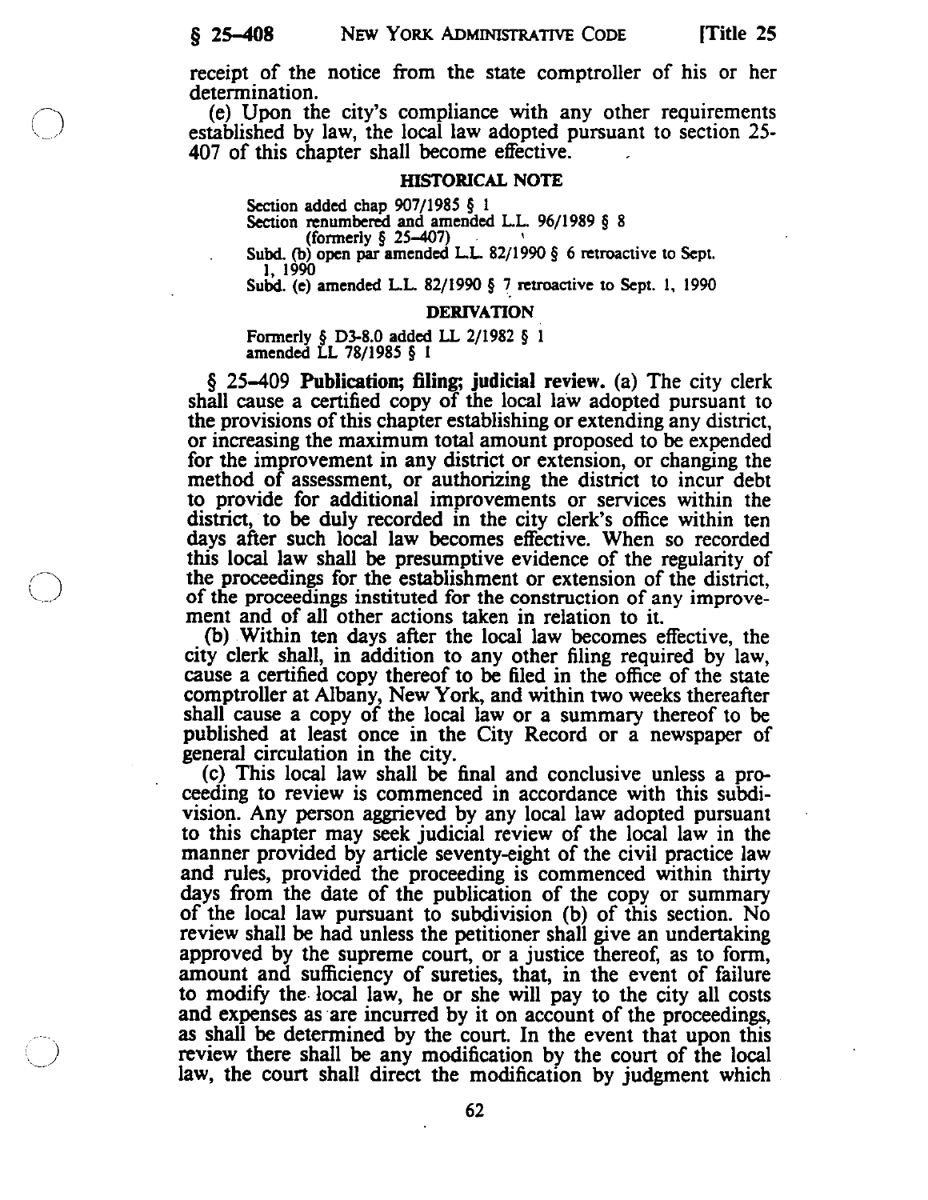receipt of the notice from the state comptroller of his or her determination.

(e) Upon the city's compliance with any other requirements established by law, the local law adopted pursuant to section 25-407 of this chapter shall become effective.

**HISTORICAL NOTE**

Section added chap 907/1985 § 1
Section renumbered and amended L.L. 96/1989 § 8 (formerly § 25-407)
Subd. (b) open par amended L.L. 82/1990 § 6 retroactive to Sept. 1, 1990
Subd. (e) amended L.L. 82/1990 § 7 retroactive to Sept. 1, 1990

**DERIVATION**

Formerly § D3-8.0 added LL 2/1982 § 1
amended LL 78/1985 § 1

§ 25-409 **Publication; filing; judicial review.** (a) The city clerk shall cause a certified copy of the local law adopted pursuant to the provisions of this chapter establishing or extending any district, or increasing the maximum total amount proposed to be expended for the improvement in any district or extension, or changing the method of assessment, or authorizing the district to incur debt to provide for additional improvements or services within the district, to be duly recorded in the city clerk's office within ten days after such local law becomes effective. When so recorded this local law shall be presumptive evidence of the regularity of the proceedings for the establishment or extension of the district, of the proceedings instituted for the construction of any improvement and of all other actions taken in relation to it.

(b) Within ten days after the local law becomes effective, the city clerk shall, in addition to any other filing required by law, cause a certified copy thereof to be filed in the office of the state comptroller at Albany, New York, and within two weeks thereafter shall cause a copy of the local law or a summary thereof to be published at least once in the City Record or a newspaper of general circulation in the city.

(c) This local law shall be final and conclusive unless a proceeding to review is commenced in accordance with this subdivision. Any person aggrieved by any local law adopted pursuant to this chapter may seek judicial review of the local law in the manner provided by article seventy-eight of the civil practice law and rules, provided the proceeding is commenced within thirty days from the date of the publication of the copy or summary of the local law pursuant to subdivision (b) of this section. No review shall be had unless the petitioner shall give an undertaking approved by the supreme court, or a justice thereof, as to form, amount and sufficiency of sureties, that, in the event of failure to modify the local law, he or she will pay to the city all costs and expenses as are incurred by it on account of the proceedings, as shall be determined by the court. In the event that upon this review there shall be any modification by the court of the local law, the court shall direct the modification by judgment which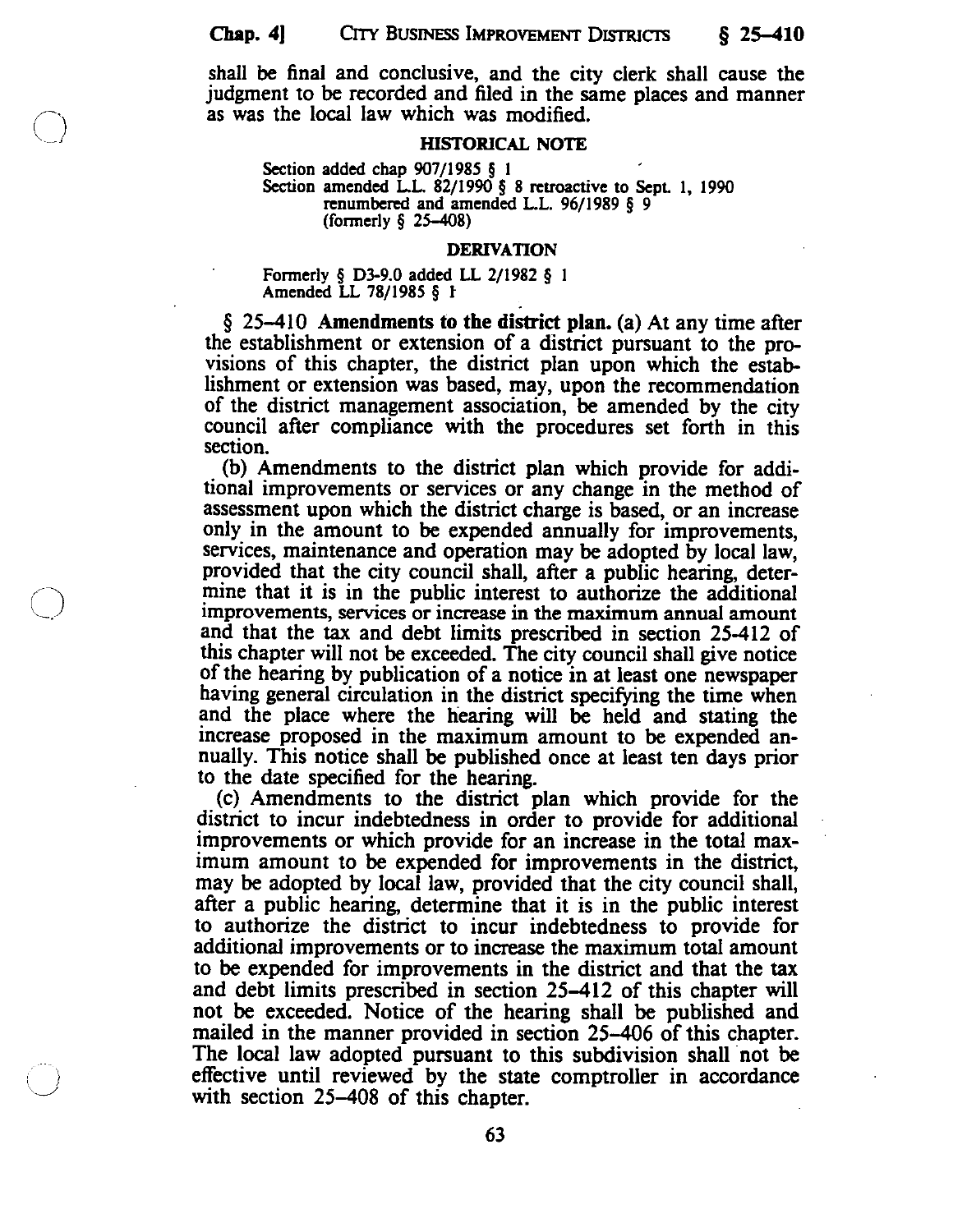shall be final and conclusive, and the city clerk shall cause the judgment to be recorded and filed in the same places and manner as was the local law which was modified.

**HISTORICAL NOTE**

Section added chap 907/1985 § 1
Section amended L.L. 82/1990 § 8 retroactive to Sept. 1, 1990
renumbered and amended L.L. 96/1989 § 9
(formerly § 25-408)

**DERIVATION**

Formerly § D3-9.0 added LL 2/1982 § 1
Amended LL 78/1985 § 1

§ 25-410 **Amendments to the district plan.** (a) At any time after the establishment or extension of a district pursuant to the provisions of this chapter, the district plan upon which the establishment or extension was based, may, upon the recommendation of the district management association, be amended by the city council after compliance with the procedures set forth in this section.

(b) Amendments to the district plan which provide for additional improvements or services or any change in the method of assessment upon which the district charge is based, or an increase only in the amount to be expended annually for improvements, services, maintenance and operation may be adopted by local law, provided that the city council shall, after a public hearing, determine that it is in the public interest to authorize the additional improvements, services or increase in the maximum annual amount and that the tax and debt limits prescribed in section 25-412 of this chapter will not be exceeded. The city council shall give notice of the hearing by publication of a notice in at least one newspaper having general circulation in the district specifying the time when and the place where the hearing will be held and stating the increase proposed in the maximum amount to be expended annually. This notice shall be published once at least ten days prior to the date specified for the hearing.

(c) Amendments to the district plan which provide for the district to incur indebtedness in order to provide for additional improvements or which provide for an increase in the total maximum amount to be expended for improvements in the district, may be adopted by local law, provided that the city council shall, after a public hearing, determine that it is in the public interest to authorize the district to incur indebtedness to provide for additional improvements or to increase the maximum total amount to be expended for improvements in the district and that the tax and debt limits prescribed in section 25-412 of this chapter will not be exceeded. Notice of the hearing shall be published and mailed in the manner provided in section 25-406 of this chapter. The local law adopted pursuant to this subdivision shall not be effective until reviewed by the state comptroller in accordance with section 25-408 of this chapter.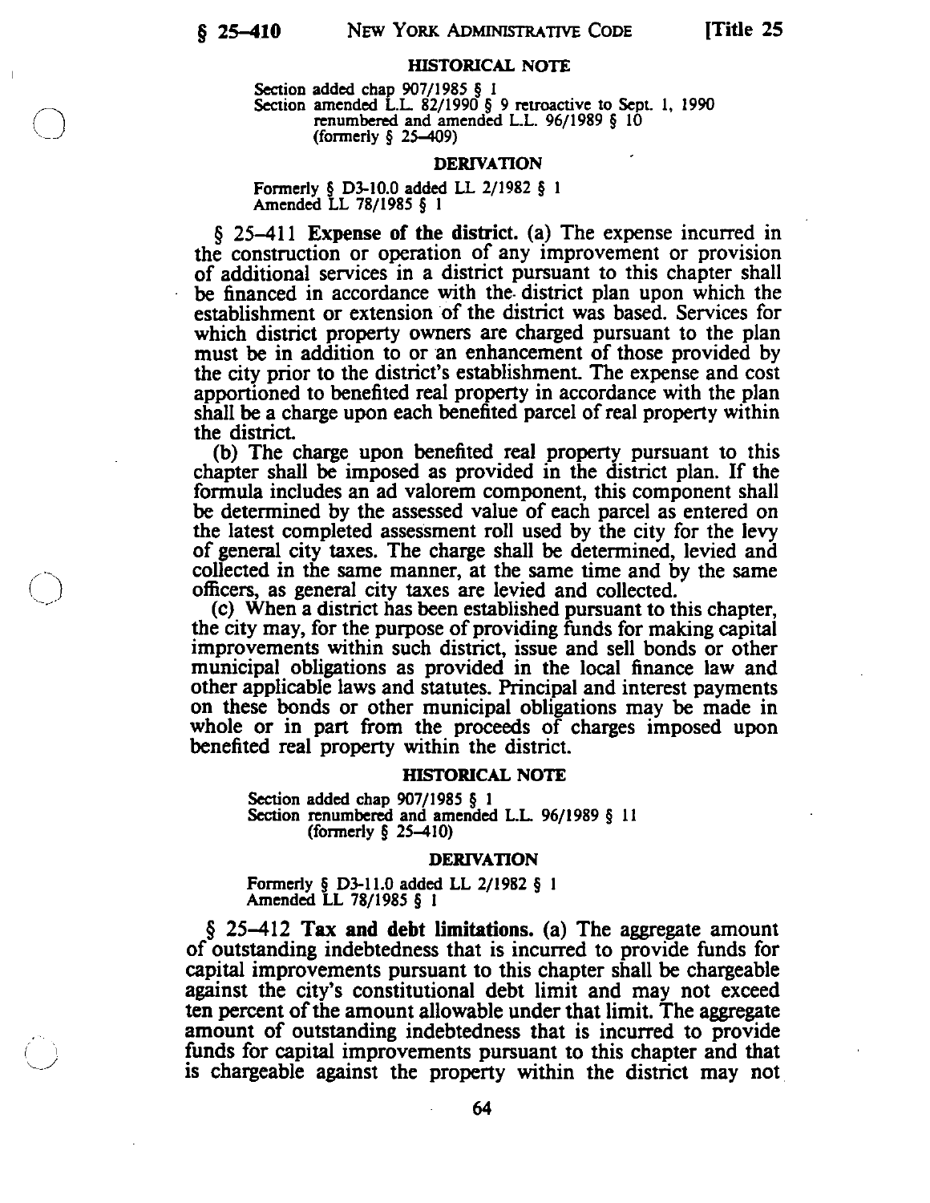#### HISTORICAL NOTE

Section added chap 907/1985 § 1
Section amended L.L. 82/1990 § 9 retroactive to Sept. 1, 1990
renumbered and amended L.L. 96/1989 § 10
(formerly § 25–409)

#### DERIVATION

Formerly § D3-10.0 added LL 2/1982 § 1
Amended LL 78/1985 § 1

§ 25–411 **Expense of the district.** (a) The expense incurred in the construction or operation of any improvement or provision of additional services in a district pursuant to this chapter shall be financed in accordance with the district plan upon which the establishment or extension of the district was based. Services for which district property owners are charged pursuant to the plan must be in addition to or an enhancement of those provided by the city prior to the district's establishment. The expense and cost apportioned to benefited real property in accordance with the plan shall be a charge upon each benefited parcel of real property within the district.

(b) The charge upon benefited real property pursuant to this chapter shall be imposed as provided in the district plan. If the formula includes an ad valorem component, this component shall be determined by the assessed value of each parcel as entered on the latest completed assessment roll used by the city for the levy of general city taxes. The charge shall be determined, levied and collected in the same manner, at the same time and by the same officers, as general city taxes are levied and collected.

(c) When a district has been established pursuant to this chapter, the city may, for the purpose of providing funds for making capital improvements within such district, issue and sell bonds or other municipal obligations as provided in the local finance law and other applicable laws and statutes. Principal and interest payments on these bonds or other municipal obligations may be made in whole or in part from the proceeds of charges imposed upon benefited real property within the district.

#### HISTORICAL NOTE

Section added chap 907/1985 § 1
Section renumbered and amended L.L. 96/1989 § 11
(formerly § 25–410)

#### DERIVATION

Formerly § D3-11.0 added LL 2/1982 § 1
Amended LL 78/1985 § 1

§ 25–412 **Tax and debt limitations.** (a) The aggregate amount of outstanding indebtedness that is incurred to provide funds for capital improvements pursuant to this chapter shall be chargeable against the city's constitutional debt limit and may not exceed ten percent of the amount allowable under that limit. The aggregate amount of outstanding indebtedness that is incurred to provide funds for capital improvements pursuant to this chapter and that is chargeable against the property within the district may not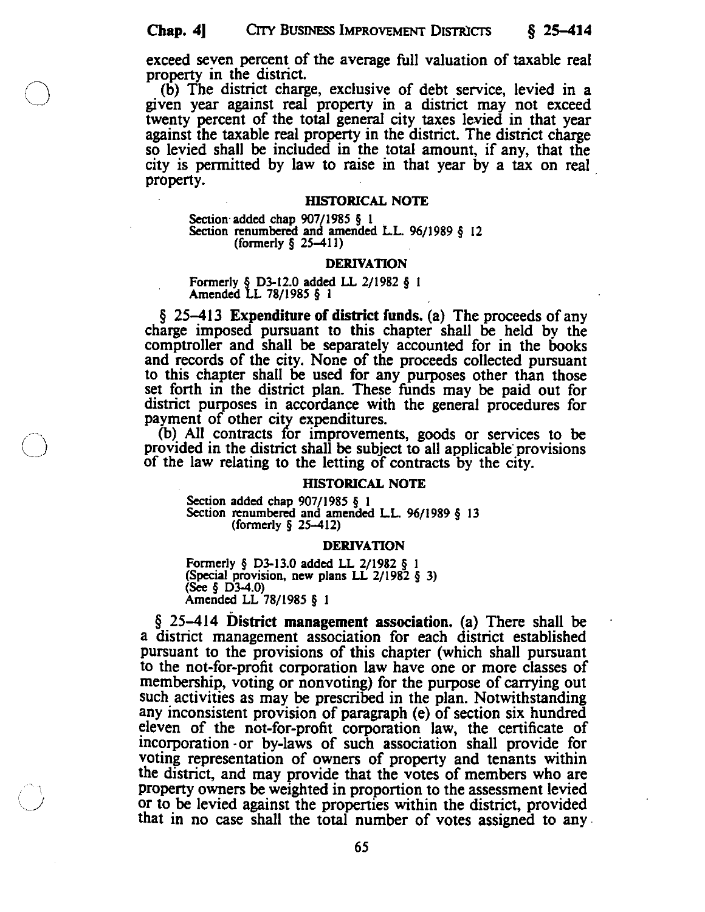exceed seven percent of the average full valuation of taxable real property in the district.

(b) The district charge, exclusive of debt service, levied in a given year against real property in a district may not exceed twenty percent of the total general city taxes levied in that year against the taxable real property in the district. The district charge so levied shall be included in the total amount, if any, that the city is permitted by law to raise in that year by a tax on real property.

**HISTORICAL NOTE**

Section added chap 907/1985 § 1
Section renumbered and amended L.L. 96/1989 § 12 (formerly § 25–411)

**DERIVATION**

Formerly § D3-12.0 added LL 2/1982 § 1
Amended LL 78/1985 § 1

§ 25–413 **Expenditure of district funds.** (a) The proceeds of any charge imposed pursuant to this chapter shall be held by the comptroller and shall be separately accounted for in the books and records of the city. None of the proceeds collected pursuant to this chapter shall be used for any purposes other than those set forth in the district plan. These funds may be paid out for district purposes in accordance with the general procedures for payment of other city expenditures.

(b) All contracts for improvements, goods or services to be provided in the district shall be subject to all applicable provisions of the law relating to the letting of contracts by the city.

**HISTORICAL NOTE**

Section added chap 907/1985 § 1
Section renumbered and amended L.L. 96/1989 § 13 (formerly § 25–412)

**DERIVATION**

Formerly § D3-13.0 added LL 2/1982 § 1
(Special provision, new plans LL 2/1982 § 3)
(See § D3-4.0)
Amended LL 78/1985 § 1

§ 25–414 **District management association.** (a) There shall be a district management association for each district established pursuant to the provisions of this chapter (which shall pursuant to the not-for-profit corporation law have one or more classes of membership, voting or nonvoting) for the purpose of carrying out such activities as may be prescribed in the plan. Notwithstanding any inconsistent provision of paragraph (e) of section six hundred eleven of the not-for-profit corporation law, the certificate of incorporation or by-laws of such association shall provide for voting representation of owners of property and tenants within the district, and may provide that the votes of members who are property owners be weighted in proportion to the assessment levied or to be levied against the properties within the district, provided that in no case shall the total number of votes assigned to any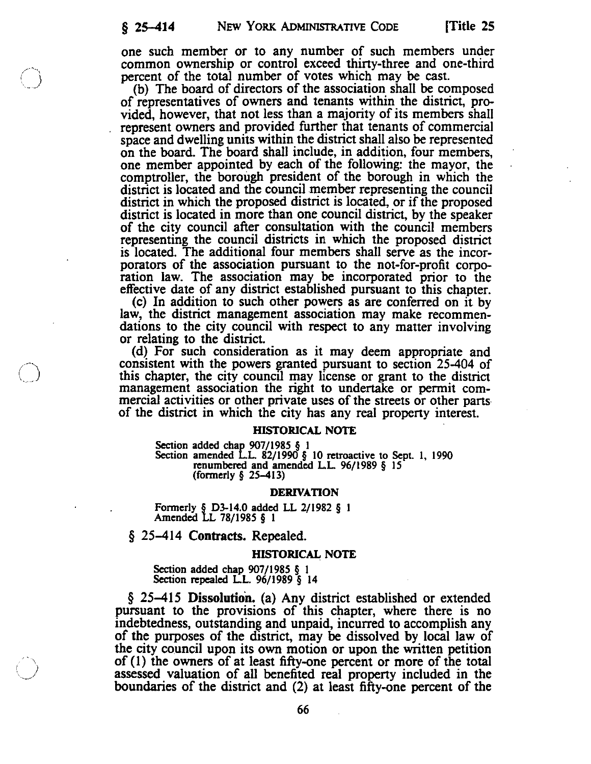one such member or to any number of such members under common ownership or control exceed thirty-three and one-third percent of the total number of votes which may be cast.

(b) The board of directors of the association shall be composed of representatives of owners and tenants within the district, provided, however, that not less than a majority of its members shall represent owners and provided further that tenants of commercial space and dwelling units within the district shall also be represented on the board. The board shall include, in addition, four members, one member appointed by each of the following: the mayor, the comptroller, the borough president of the borough in which the district is located and the council member representing the council district in which the proposed district is located, or if the proposed district is located in more than one council district, by the speaker of the city council after consultation with the council members representing the council districts in which the proposed district is located. The additional four members shall serve as the incorporators of the association pursuant to the not-for-profit corporation law. The association may be incorporated prior to the effective date of any district established pursuant to this chapter.

(c) In addition to such other powers as are conferred on it by law, the district management association may make recommendations to the city council with respect to any matter involving or relating to the district.

(d) For such consideration as it may deem appropriate and consistent with the powers granted pursuant to section 25-404 of this chapter, the city council may license or grant to the district management association the right to undertake or permit commercial activities or other private uses of the streets or other parts of the district in which the city has any real property interest.

**HISTORICAL NOTE**

Section added chap 907/1985 § 1
Section amended L.L. 82/1990 § 10 retroactive to Sept. 1, 1990
renumbered and amended L.L. 96/1989 § 15
(formerly § 25-413)

**DERIVATION**

Formerly § D3-14.0 added LL 2/1982 § 1
Amended LL 78/1985 § 1

§ 25-414 **Contracts.** Repealed.

**HISTORICAL NOTE**

Section added chap 907/1985 § 1
Section repealed L.L. 96/1989 § 14

§ 25-415 **Dissolution.** (a) Any district established or extended pursuant to the provisions of this chapter, where there is no indebtedness, outstanding and unpaid, incurred to accomplish any of the purposes of the district, may be dissolved by local law of the city council upon its own motion or upon the written petition of (1) the owners of at least fifty-one percent or more of the total assessed valuation of all benefited real property included in the boundaries of the district and (2) at least fifty-one percent of the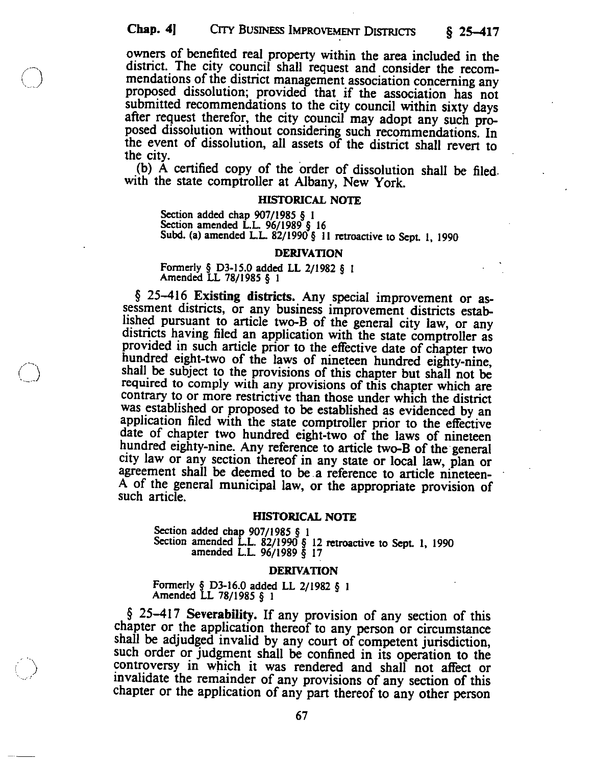owners of benefited real property within the area included in the district. The city council shall request and consider the recommendations of the district management association concerning any proposed dissolution; provided that if the association has not submitted recommendations to the city council within sixty days after request therefor, the city council may adopt any such proposed dissolution without considering such recommendations. In the event of dissolution, all assets of the district shall revert to the city.

(b) A certified copy of the order of dissolution shall be filed with the state comptroller at Albany, New York.

#### HISTORICAL NOTE

Section added chap 907/1985 § 1
Section amended L.L. 96/1989 § 16
Subd. (a) amended L.L. 82/1990 § 11 retroactive to Sept. 1, 1990

#### DERIVATION

Formerly § D3-15.0 added LL 2/1982 § 1
Amended LL 78/1985 § 1

§ 25-416 **Existing districts.** Any special improvement or assessment districts, or any business improvement districts established pursuant to article two-B of the general city law, or any districts having filed an application with the state comptroller as provided in such article prior to the effective date of chapter two hundred eight-two of the laws of nineteen hundred eighty-nine, shall be subject to the provisions of this chapter but shall not be required to comply with any provisions of this chapter which are contrary to or more restrictive than those under which the district was established or proposed to be established as evidenced by an application filed with the state comptroller prior to the effective date of chapter two hundred eight-two of the laws of nineteen hundred eighty-nine. Any reference to article two-B of the general city law or any section thereof in any state or local law, plan or agreement shall be deemed to be a reference to article nineteen-A of the general municipal law, or the appropriate provision of such article.

#### HISTORICAL NOTE

Section added chap 907/1985 § 1
Section amended L.L. 82/1990 § 12 retroactive to Sept. 1, 1990
amended L.L. 96/1989 § 17

#### DERIVATION

Formerly § D3-16.0 added LL 2/1982 § 1
Amended LL 78/1985 § 1

§ 25-417 **Severability.** If any provision of any section of this chapter or the application thereof to any person or circumstance shall be adjudged invalid by any court of competent jurisdiction, such order or judgment shall be confined in its operation to the controversy in which it was rendered and shall not affect or invalidate the remainder of any provisions of any section of this chapter or the application of any part thereof to any other person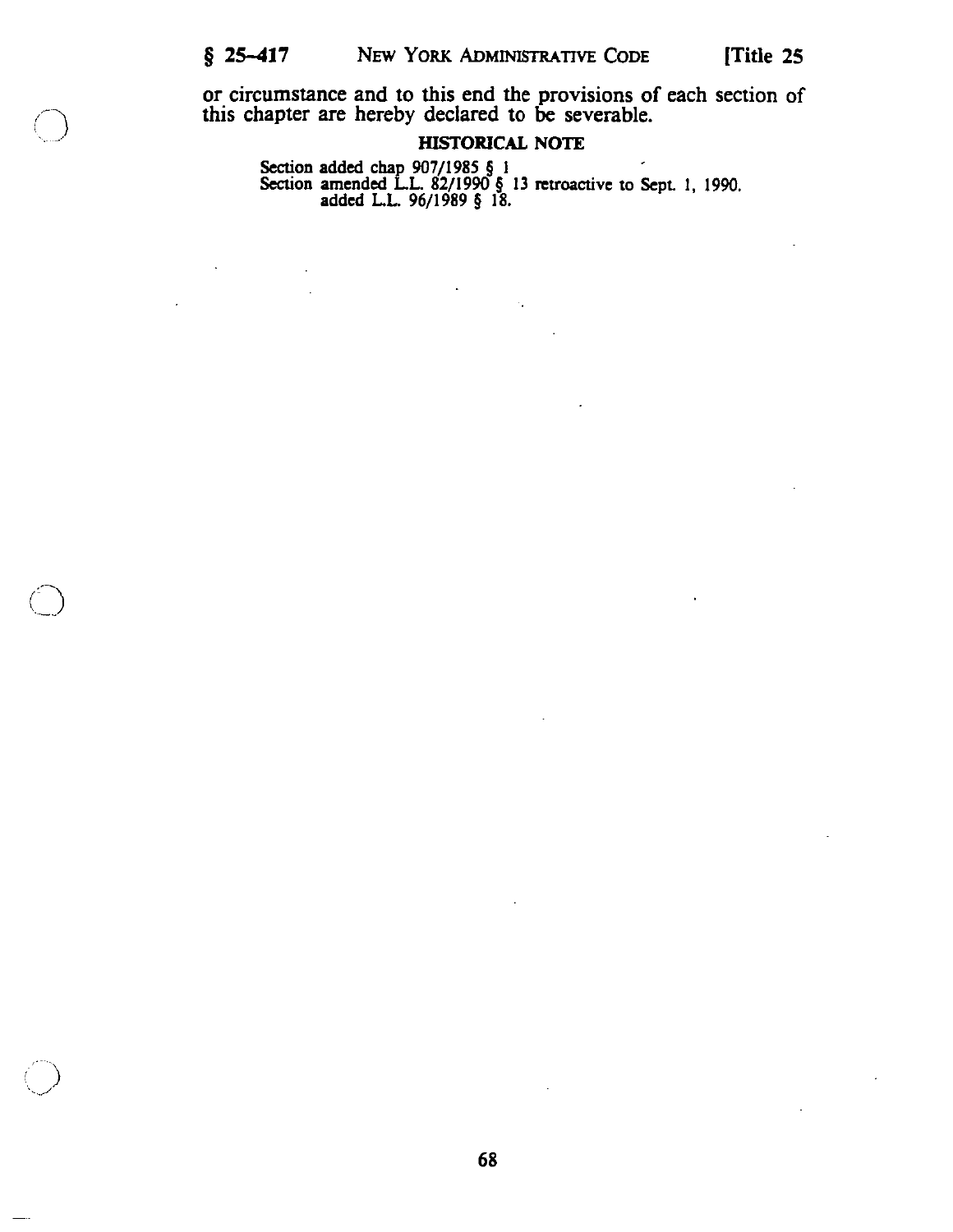or circumstance and to this end the provisions of each section of this chapter are hereby declared to be severable.

**HISTORICAL NOTE**

Section added chap 907/1985 § 1
Section amended L.L. 82/1990 § 13 retroactive to Sept. 1, 1990.
added L.L. 96/1989 § 18.